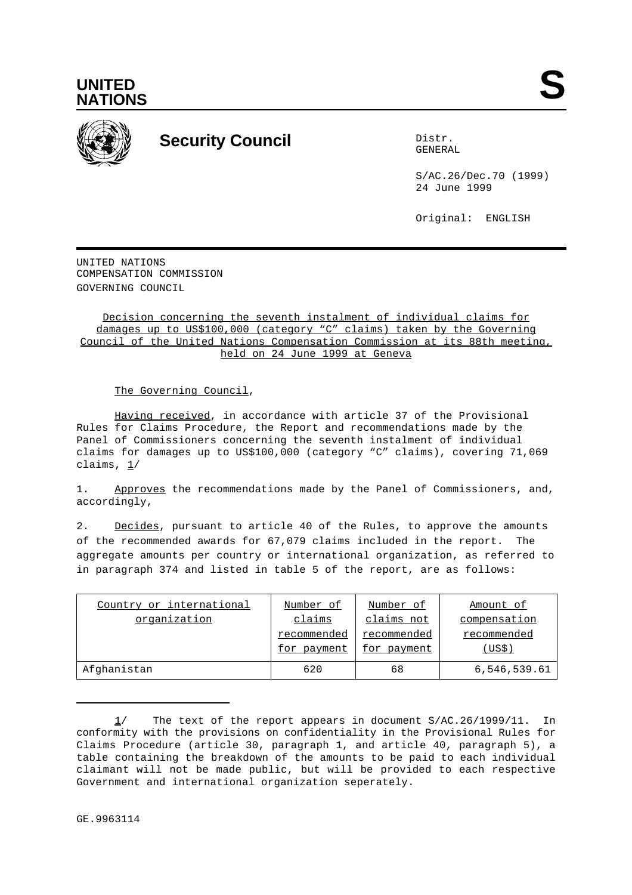UNITED NATIONS

# Security Council

Distr.
GENERAL

S/AC.26/Dec.70 (1999)
24 June 1999

Original: ENGLISH

UNITED NATIONS
COMPENSATION COMMISSION
GOVERNING COUNCIL

Decision concerning the seventh instalment of individual claims for damages up to US$100,000 (category "C" claims) taken by the Governing Council of the United Nations Compensation Commission at its 88th meeting, held on 24 June 1999 at Geneva

The Governing Council,

Having received, in accordance with article 37 of the Provisional Rules for Claims Procedure, the Report and recommendations made by the Panel of Commissioners concerning the seventh instalment of individual claims for damages up to US$100,000 (category "C" claims), covering 71,069 claims, 1/

1. Approves the recommendations made by the Panel of Commissioners, and, accordingly,

2. Decides, pursuant to article 40 of the Rules, to approve the amounts of the recommended awards for 67,079 claims included in the report. The aggregate amounts per country or international organization, as referred to in paragraph 374 and listed in table 5 of the report, are as follows:

| Country or international organization | Number of claims recommended for payment | Number of claims not recommended for payment | Amount of compensation recommended (US$) |
|---|---|---|---|
| Afghanistan | 620 | 68 | 6,546,539.61 |

1/ The text of the report appears in document S/AC.26/1999/11. In conformity with the provisions on confidentiality in the Provisional Rules for Claims Procedure (article 30, paragraph 1, and article 40, paragraph 5), a table containing the breakdown of the amounts to be paid to each individual claimant will not be made public, but will be provided to each respective Government and international organization seperately.

GE.9963114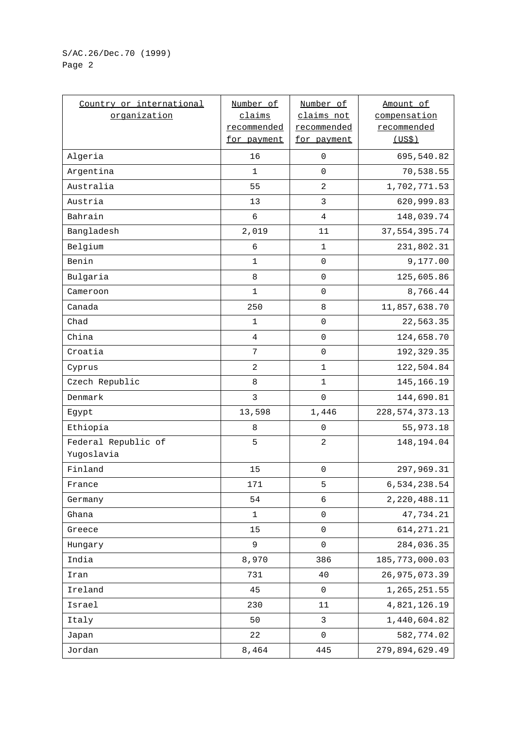| Country or international organization | Number of claims recommended for payment | Number of claims not recommended for payment | Amount of compensation recommended (US$) |
|---|---|---|---|
| Algeria | 16 | 0 | 695,540.82 |
| Argentina | 1 | 0 | 70,538.55 |
| Australia | 55 | 2 | 1,702,771.53 |
| Austria | 13 | 3 | 620,999.83 |
| Bahrain | 6 | 4 | 148,039.74 |
| Bangladesh | 2,019 | 11 | 37,554,395.74 |
| Belgium | 6 | 1 | 231,802.31 |
| Benin | 1 | 0 | 9,177.00 |
| Bulgaria | 8 | 0 | 125,605.86 |
| Cameroon | 1 | 0 | 8,766.44 |
| Canada | 250 | 8 | 11,857,638.70 |
| Chad | 1 | 0 | 22,563.35 |
| China | 4 | 0 | 124,658.70 |
| Croatia | 7 | 0 | 192,329.35 |
| Cyprus | 2 | 1 | 122,504.84 |
| Czech Republic | 8 | 1 | 145,166.19 |
| Denmark | 3 | 0 | 144,690.81 |
| Egypt | 13,598 | 1,446 | 228,574,373.13 |
| Ethiopia | 8 | 0 | 55,973.18 |
| Federal Republic of Yugoslavia | 5 | 2 | 148,194.04 |
| Finland | 15 | 0 | 297,969.31 |
| France | 171 | 5 | 6,534,238.54 |
| Germany | 54 | 6 | 2,220,488.11 |
| Ghana | 1 | 0 | 47,734.21 |
| Greece | 15 | 0 | 614,271.21 |
| Hungary | 9 | 0 | 284,036.35 |
| India | 8,970 | 386 | 185,773,000.03 |
| Iran | 731 | 40 | 26,975,073.39 |
| Ireland | 45 | 0 | 1,265,251.55 |
| Israel | 230 | 11 | 4,821,126.19 |
| Italy | 50 | 3 | 1,440,604.82 |
| Japan | 22 | 0 | 582,774.02 |
| Jordan | 8,464 | 445 | 279,894,629.49 |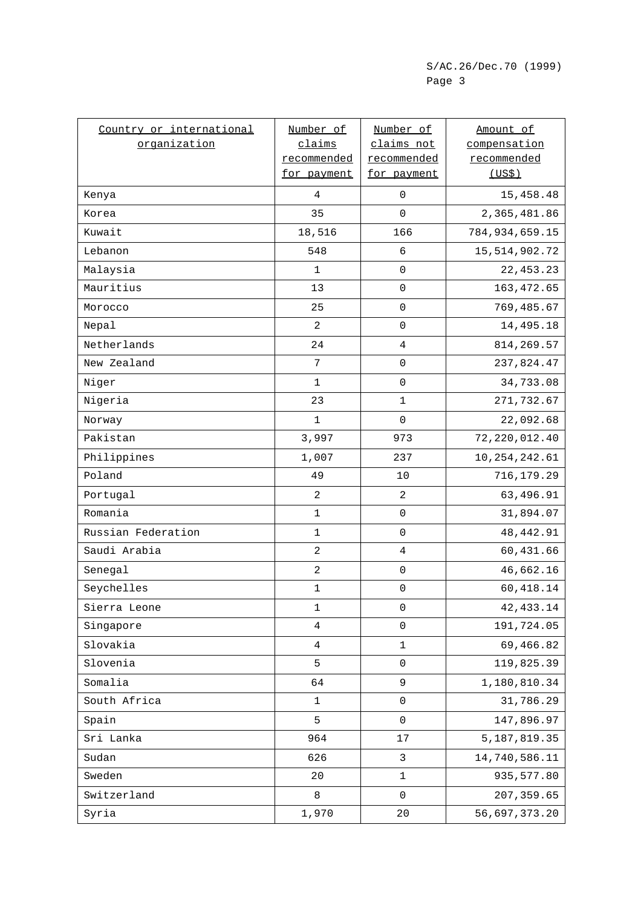| Country or international organization | Number of claims recommended for payment | Number of claims not recommended for payment | Amount of compensation recommended (US$) |
|---|---|---|---|
| Kenya | 4 | 0 | 15,458.48 |
| Korea | 35 | 0 | 2,365,481.86 |
| Kuwait | 18,516 | 166 | 784,934,659.15 |
| Lebanon | 548 | 6 | 15,514,902.72 |
| Malaysia | 1 | 0 | 22,453.23 |
| Mauritius | 13 | 0 | 163,472.65 |
| Morocco | 25 | 0 | 769,485.67 |
| Nepal | 2 | 0 | 14,495.18 |
| Netherlands | 24 | 4 | 814,269.57 |
| New Zealand | 7 | 0 | 237,824.47 |
| Niger | 1 | 0 | 34,733.08 |
| Nigeria | 23 | 1 | 271,732.67 |
| Norway | 1 | 0 | 22,092.68 |
| Pakistan | 3,997 | 973 | 72,220,012.40 |
| Philippines | 1,007 | 237 | 10,254,242.61 |
| Poland | 49 | 10 | 716,179.29 |
| Portugal | 2 | 2 | 63,496.91 |
| Romania | 1 | 0 | 31,894.07 |
| Russian Federation | 1 | 0 | 48,442.91 |
| Saudi Arabia | 2 | 4 | 60,431.66 |
| Senegal | 2 | 0 | 46,662.16 |
| Seychelles | 1 | 0 | 60,418.14 |
| Sierra Leone | 1 | 0 | 42,433.14 |
| Singapore | 4 | 0 | 191,724.05 |
| Slovakia | 4 | 1 | 69,466.82 |
| Slovenia | 5 | 0 | 119,825.39 |
| Somalia | 64 | 9 | 1,180,810.34 |
| South Africa | 1 | 0 | 31,786.29 |
| Spain | 5 | 0 | 147,896.97 |
| Sri Lanka | 964 | 17 | 5,187,819.35 |
| Sudan | 626 | 3 | 14,740,586.11 |
| Sweden | 20 | 1 | 935,577.80 |
| Switzerland | 8 | 0 | 207,359.65 |
| Syria | 1,970 | 20 | 56,697,373.20 |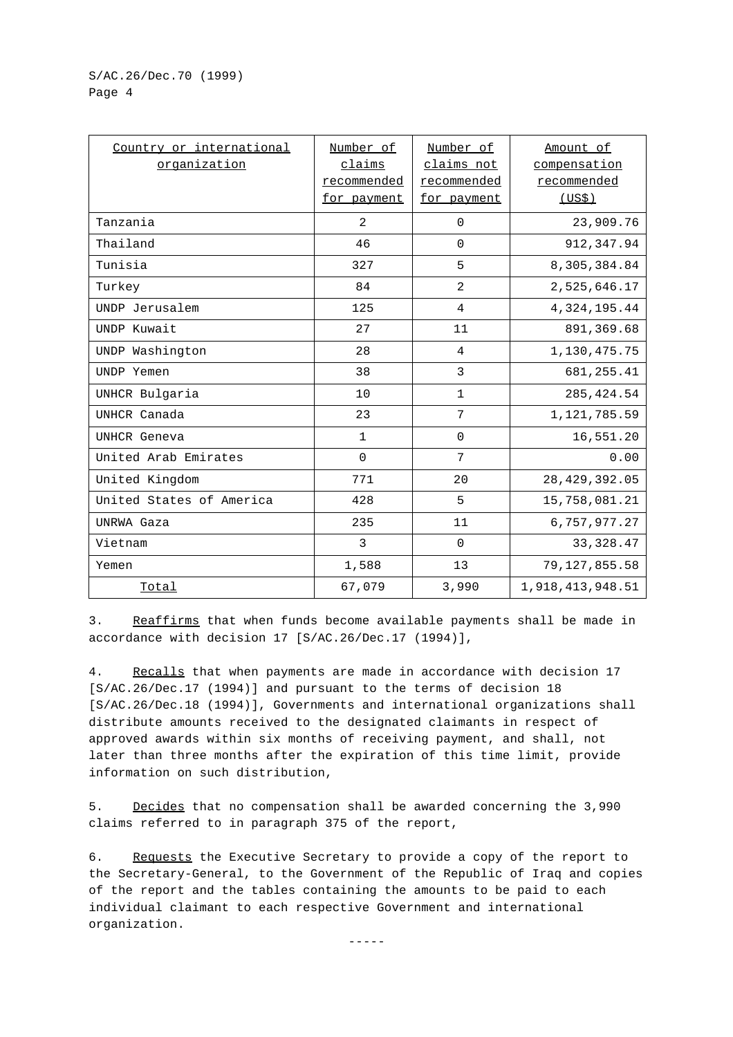| Country or international organization | Number of claims recommended for payment | Number of claims not recommended for payment | Amount of compensation recommended (US$) |
|---|---|---|---|
| Tanzania | 2 | 0 | 23,909.76 |
| Thailand | 46 | 0 | 912,347.94 |
| Tunisia | 327 | 5 | 8,305,384.84 |
| Turkey | 84 | 2 | 2,525,646.17 |
| UNDP Jerusalem | 125 | 4 | 4,324,195.44 |
| UNDP Kuwait | 27 | 11 | 891,369.68 |
| UNDP Washington | 28 | 4 | 1,130,475.75 |
| UNDP Yemen | 38 | 3 | 681,255.41 |
| UNHCR Bulgaria | 10 | 1 | 285,424.54 |
| UNHCR Canada | 23 | 7 | 1,121,785.59 |
| UNHCR Geneva | 1 | 0 | 16,551.20 |
| United Arab Emirates | 0 | 7 | 0.00 |
| United Kingdom | 771 | 20 | 28,429,392.05 |
| United States of America | 428 | 5 | 15,758,081.21 |
| UNRWA Gaza | 235 | 11 | 6,757,977.27 |
| Vietnam | 3 | 0 | 33,328.47 |
| Yemen | 1,588 | 13 | 79,127,855.58 |
| Total | 67,079 | 3,990 | 1,918,413,948.51 |

3. Reaffirms that when funds become available payments shall be made in accordance with decision 17 [S/AC.26/Dec.17 (1994)],

4. Recalls that when payments are made in accordance with decision 17 [S/AC.26/Dec.17 (1994)] and pursuant to the terms of decision 18 [S/AC.26/Dec.18 (1994)], Governments and international organizations shall distribute amounts received to the designated claimants in respect of approved awards within six months of receiving payment, and shall, not later than three months after the expiration of this time limit, provide information on such distribution,

5. Decides that no compensation shall be awarded concerning the 3,990 claims referred to in paragraph 375 of the report,

6. Requests the Executive Secretary to provide a copy of the report to the Secretary-General, to the Government of the Republic of Iraq and copies of the report and the tables containing the amounts to be paid to each individual claimant to each respective Government and international organization.

-----